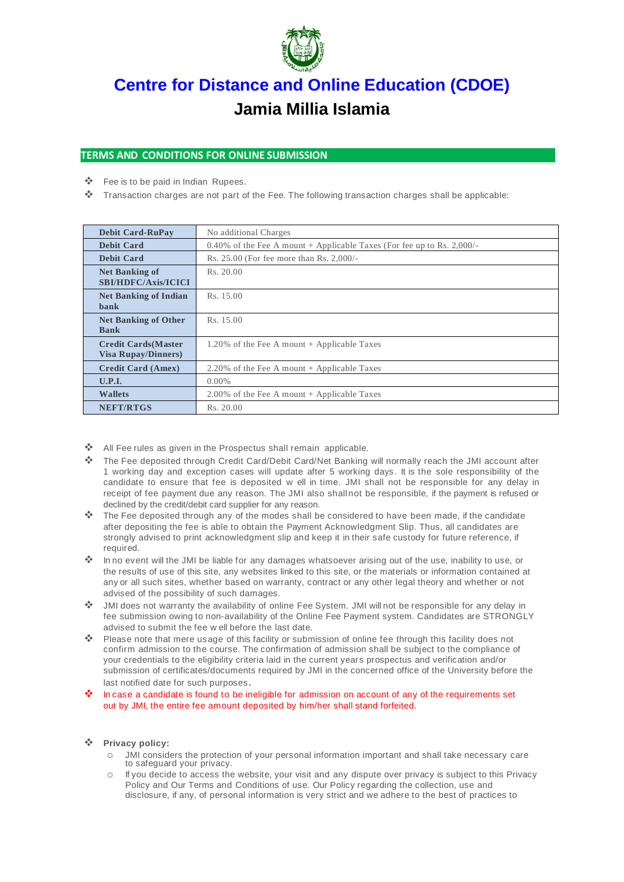# Centre for Distance and Online Education (CDOE)

## Jamia Millia Islamia

### TERMS AND CONDITIONS FOR ONLINE SUBMISSION

- Fee is to be paid in Indian Rupees.
- Transaction charges are not part of the Fee. The following transaction charges shall be applicable:

| | |
|---|---|
| **Debit Card-RuPay** | No additional Charges |
| **Debit Card** | 0.40% of the Fee A mount + Applicable Taxes (For fee up to Rs. 2,000/- |
| **Debit Card** | Rs. 25.00 (For fee more than Rs. 2,000/- |
| **Net Banking of SBI/HDFC/Axis/ICICI** | Rs. 20.00 |
| **Net Banking of Indian bank** | Rs. 15.00 |
| **Net Banking of Other Bank** | Rs. 15.00 |
| **Credit Cards(Master Visa Rupay/Dinners)** | 1.20% of the Fee A mount + Applicable Taxes |
| **Credit Card (Amex)** | 2.20% of the Fee A mount + Applicable Taxes |
| **U.P.I.** | 0.00% |
| **Wallets** | 2.00% of the Fee A mount + Applicable Taxes |
| **NEFT/RTGS** | Rs. 20.00 |

- All Fee rules as given in the Prospectus shall remain applicable.
- The Fee deposited through Credit Card/Debit Card/Net Banking will normally reach the JMI account after 1 working day and exception cases will update after 5 working days. It is the sole responsibility of the candidate to ensure that fee is deposited w ell in time. JMI shall not be responsible for any delay in receipt of fee payment due any reason. The JMI also shall not be responsible, if the payment is refused or declined by the credit/debit card supplier for any reason.
- The Fee deposited through any of the modes shall be considered to have been made, if the candidate after depositing the fee is able to obtain the Payment Acknowledgment Slip. Thus, all candidates are strongly advised to print acknowledgment slip and keep it in their safe custody for future reference, if required.
- In no event will the JMI be liable for any damages whatsoever arising out of the use, inability to use, or the results of use of this site, any websites linked to this site, or the materials or information contained at any or all such sites, whether based on warranty, contract or any other legal theory and whether or not advised of the possibility of such damages.
- JMI does not warranty the availability of online Fee System. JMI will not be responsible for any delay in fee submission owing to non-availability of the Online Fee Payment system. Candidates are STRONGLY advised to submit the fee w ell before the last date.
- Please note that mere usage of this facility or submission of online fee through this facility does not confirm admission to the course. The confirmation of admission shall be subject to the compliance of your credentials to the eligibility criteria laid in the current years prospectus and verification and/or submission of certificates/documents required by JMI in the concerned office of the University before the last notified date for such purposes.
- In case a candidate is found to be ineligible for admission on account of any of the requirements set out by JMI, the entire fee amount deposited by him/her shall stand forfeited.

- **Privacy policy:**
  - JMI considers the protection of your personal information important and shall take necessary care to safeguard your privacy.
  - If you decide to access the website, your visit and any dispute over privacy is subject to this Privacy Policy and Our Terms and Conditions of use. Our Policy regarding the collection, use and disclosure, if any, of personal information is very strict and we adhere to the best of practices to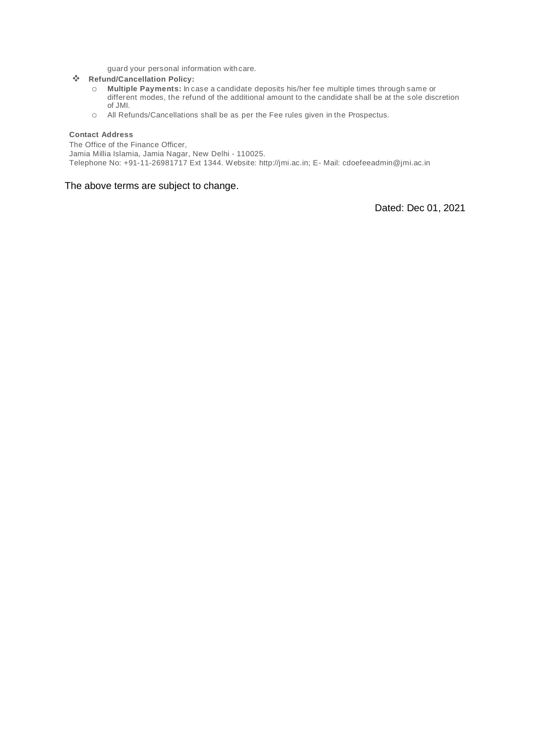guard your personal information with care.

- **Refund/Cancellation Policy:**
  - **Multiple Payments:** In case a candidate deposits his/her fee multiple times through same or different modes, the refund of the additional amount to the candidate shall be at the sole discretion of JMI.
  - All Refunds/Cancellations shall be as per the Fee rules given in the Prospectus.

**Contact Address**

The Office of the Finance Officer,
Jamia Millia Islamia, Jamia Nagar, New Delhi - 110025.
Telephone No: +91-11-26981717 Ext 1344. Website: http://jmi.ac.in; E- Mail: cdoefeeadmin@jmi.ac.in

The above terms are subject to change.

Dated: Dec 01, 2021